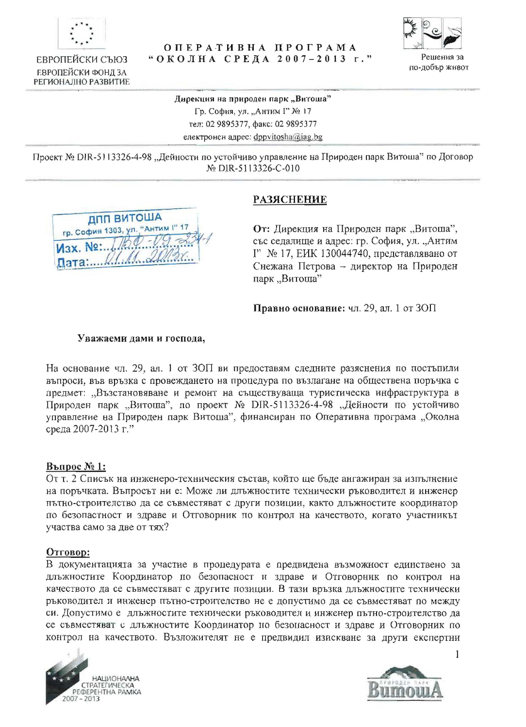ЕВРОПЕЙСКИ СЪЮЗ
ЕВРОПЕЙСКИ ФОНД ЗА РЕГИОНАЛНО РАЗВИТИЕ

**ОПЕРАТИВНА ПРОГРАМА "ОКОЛНА СРЕДА 2007-2013 г."**

Решения за по-добър живот

**Дирекция на природен парк „Витоша"**
Гр. София, ул. „Антим I" № 17
тел: 02 9895377, факс: 02 9895377
електронен адрес: dppvitosha@iag.bg

Проект № DIR-5113326-4-98 „Дейности по устойчиво управление на Природен парк Витоша" по Договор № DIR-5113326-C-010

ДПП ВИТОША
гр. София 1303, ул. "Антим I" 17
Изх. №: ДПВ-09-234-1
Дата: 01.11.2013г.

## РАЗЯСНЕНИЕ

**От:** Дирекция на Природен парк „Витоша", със седалище и адрес: гр. София, ул. „Антим I" № 17, ЕИК 130044740, представлявано от Снежана Петрова – директор на Природен парк „Витоша"

**Правно основание:** чл. 29, ал. 1 от ЗОП

**Уважаеми дами и господа,**

На основание чл. 29, ал. 1 от ЗОП ви предоставям следните разяснения по постъпили въпроси, във връзка с провеждането на процедура по възлагане на обществена поръчка с предмет: „Възстановяване и ремонт на съществуваща туристическа инфраструктура в Природен парк „Витоша", по проект № DIR-5113326-4-98 „Дейности по устойчиво управление на Природен парк Витоша", финансиран по Оперативна програма „Околна среда 2007-2013 г."

**Въпрос № 1:**
От т. 2 Списък на инженеро-техническия състав, който ще бъде ангажиран за изпълнение на поръчката. Въпросът ни е: Може ли длъжностите технически ръководител и инженер пътно-строителство да се съвместяват с други позиции, както длъжностите координатор по безопастност и здраве и Отговорник по контрол на качеството, когато участникът участва само за две от тях?

**Отговор:**
В документацията за участие в процедурата е предвидена възможност единствено за длъжностите Координатор по безопасност и здраве и Отговорник по контрол на качеството да се съвместяват с другите позиции. В тази връзка длъжностите технически ръководител и инженер пътно-строителство не е допустимо да се съвместяват по между си. Допустимо е длъжностите технически ръководител и инженер пътно-строителство да се съвместяват с длъжностите Координатор по безопасност и здраве и Отговорник по контрол на качеството. Възложителят не е предвидил изискване за други експертни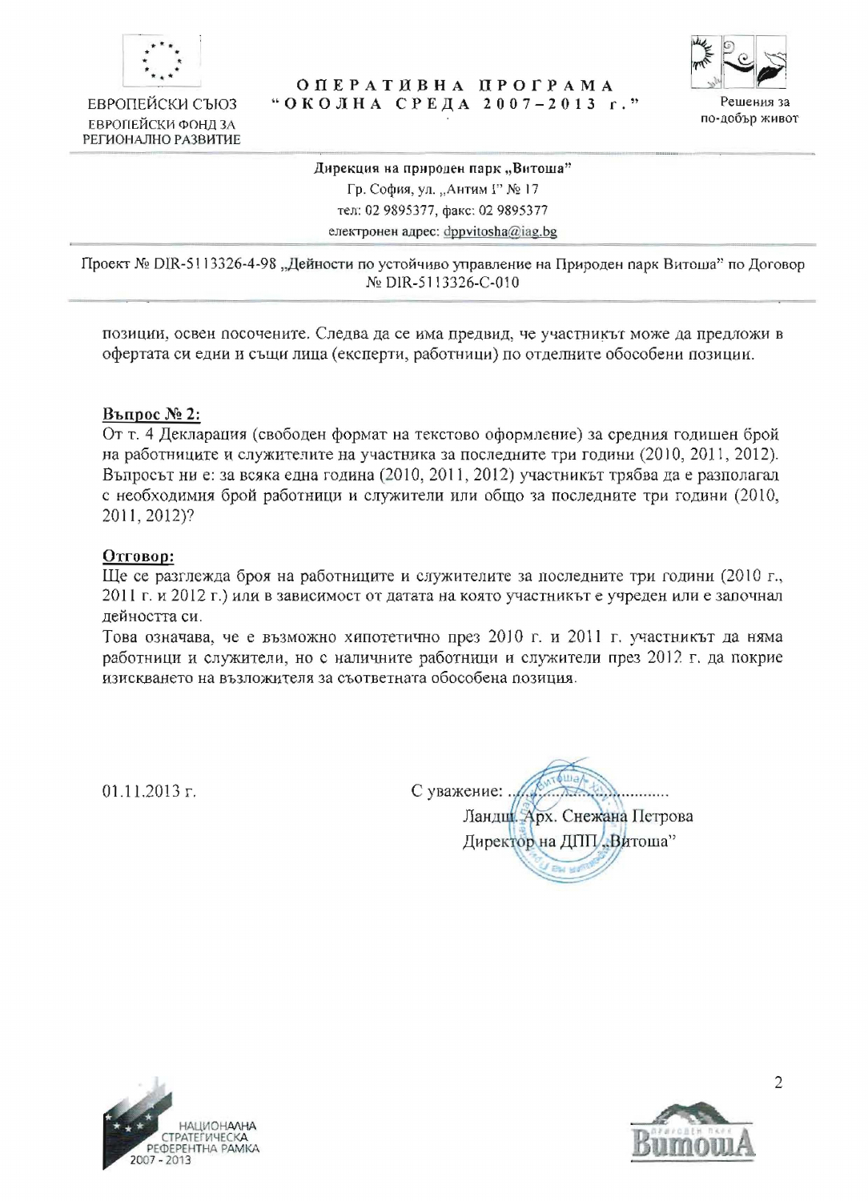позиции, освен посочените. Следва да се има предвид, че участникът може да предложи в офертата си едни и същи лица (експерти, работници) по отделните обособени позиции.

**Въпрос № 2:**

От т. 4 Декларация (свободен формат на текстово оформление) за средния годишен брой на работниците и служителите на участника за последните три години (2010, 2011, 2012). Въпросът ни е: за всяка една година (2010, 2011, 2012) участникът трябва да е разполагал с необходимия брой работници и служители или общо за последните три години (2010, 2011, 2012)?

**Отговор:**

Ще се разглежда броя на работниците и служителите за последните три години (2010 г., 2011 г. и 2012 г.) или в зависимост от датата на която участникът е учреден или е започнал дейността си.

Това означава, че е възможно хипотетично през 2010 г. и 2011 г. участникът да няма работници и служители, но с наличните работници и служители през 2012 г. да покрие изискването на възложителя за съответната обособена позиция.

01.11.2013 г.

С уважение: ..................................

Ландш. Арх. Снежана Петрова

Директор на ДПП „Витоша"